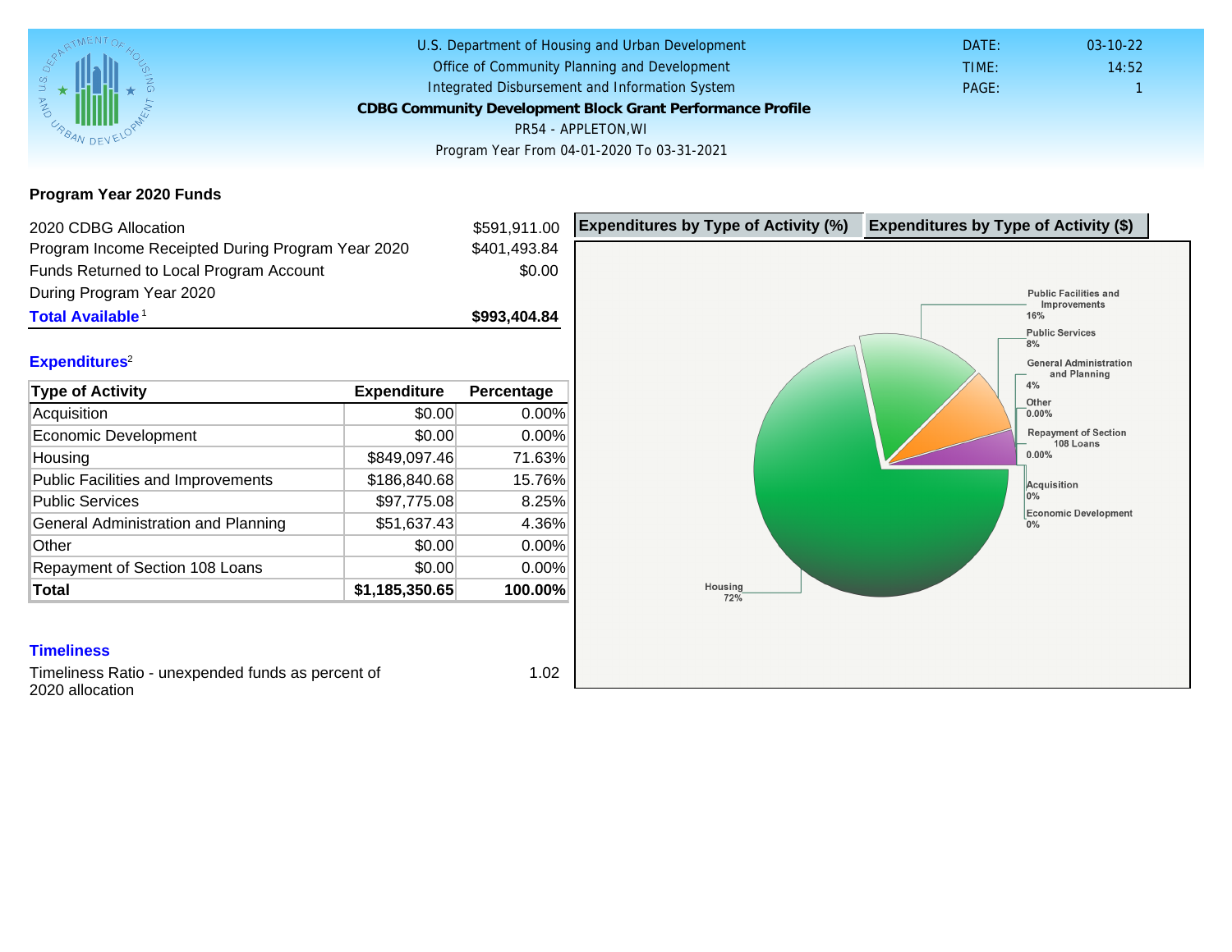U.S. Department of Housing and Urban Development
Office of Community Planning and Development
Integrated Disbursement and Information System

**CDBG Community Development Block Grant Performance Profile**

PR54 - APPLETON,WI

Program Year From 04-01-2020 To 03-31-2021

DATE: 03-10-22
TIME: 14:52
PAGE: 1

## Program Year 2020 Funds

| | |
|---|---|
| 2020 CDBG Allocation | $591,911.00 |
| Program Income Receipted During Program Year 2020 | $401,493.84 |
| Funds Returned to Local Program Account During Program Year 2020 | $0.00 |
| **Total Available**[1] | **$993,404.84** |

### Expenditures[2]

| Type of Activity | Expenditure | Percentage |
|---|---|---|
| Acquisition | $0.00 | 0.00% |
| Economic Development | $0.00 | 0.00% |
| Housing | $849,097.46 | 71.63% |
| Public Facilities and Improvements | $186,840.68 | 15.76% |
| Public Services | $97,775.08 | 8.25% |
| General Administration and Planning | $51,637.43 | 4.36% |
| Other | $0.00 | 0.00% |
| Repayment of Section 108 Loans | $0.00 | 0.00% |
| **Total** | **$1,185,350.65** | **100.00%** |

**Expenditures by Type of Activity (%)** | **Expenditures by Type of Activity ($)**

Public Facilities and Improvements 16%
Public Services 8%
General Administration and Planning 4%
Other 0.00%
Repayment of Section 108 Loans 0.00%
Acquisition 0%
Economic Development 0%
Housing 72%

### Timeliness

| | |
|---|---|
| Timeliness Ratio - unexpended funds as percent of 2020 allocation | 1.02 |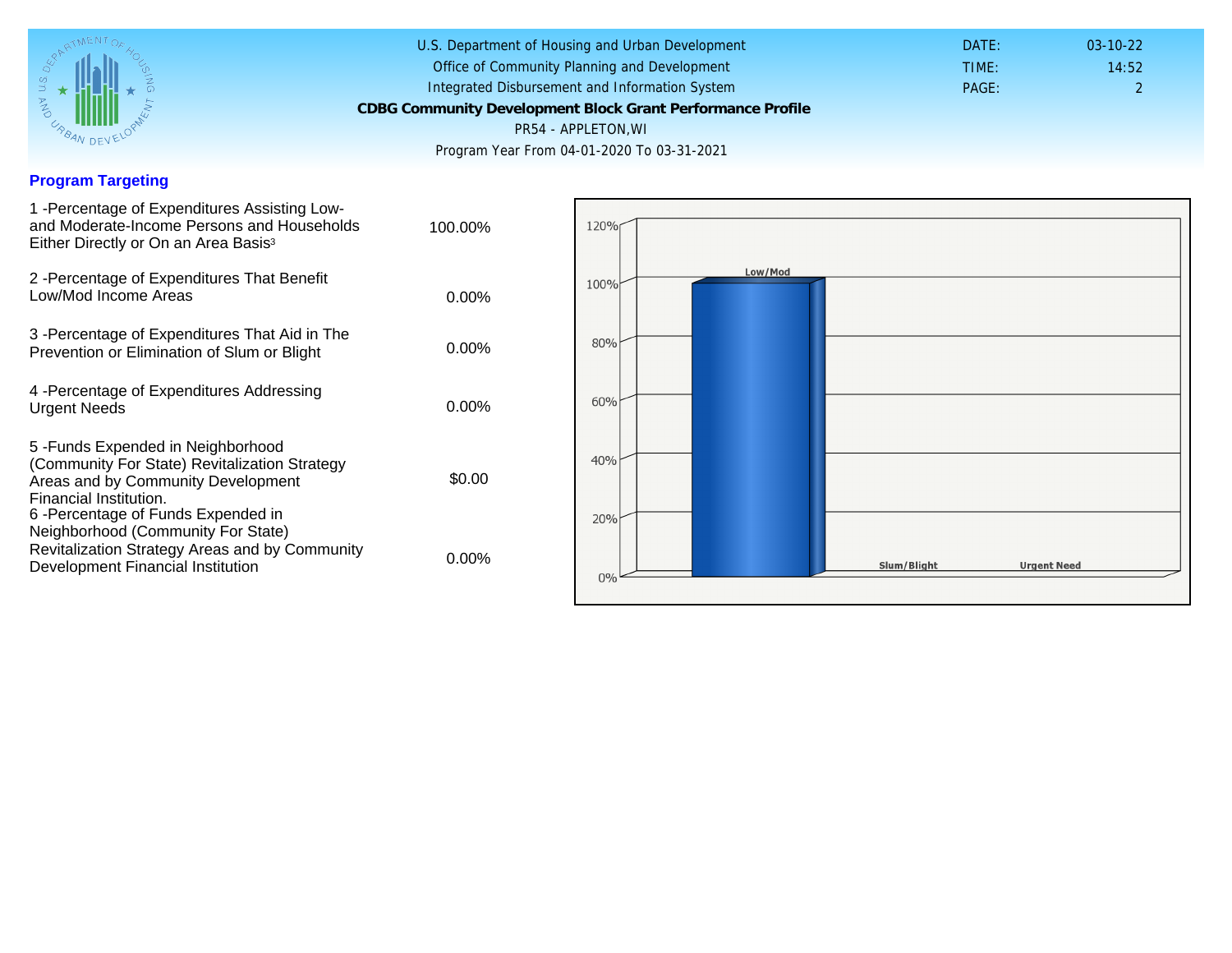U.S. Department of Housing and Urban Development
Office of Community Planning and Development
Integrated Disbursement and Information System

**CDBG Community Development Block Grant Performance Profile**

PR54 - APPLETON,WI

Program Year From 04-01-2020 To 03-31-2021

DATE: 03-10-22
TIME: 14:52
PAGE: 2

## Program Targeting

| | |
|---|---|
| 1 -Percentage of Expenditures Assisting Low- and Moderate-Income Persons and Households Either Directly or On an Area Basis[3] | 100.00% |
| 2 -Percentage of Expenditures That Benefit Low/Mod Income Areas | 0.00% |
| 3 -Percentage of Expenditures That Aid in The Prevention or Elimination of Slum or Blight | 0.00% |
| 4 -Percentage of Expenditures Addressing Urgent Needs | 0.00% |
| 5 -Funds Expended in Neighborhood (Community For State) Revitalization Strategy Areas and by Community Development Financial Institution. | $0.00 |
| 6 -Percentage of Funds Expended in Neighborhood (Community For State) Revitalization Strategy Areas and by Community Development Financial Institution | 0.00% |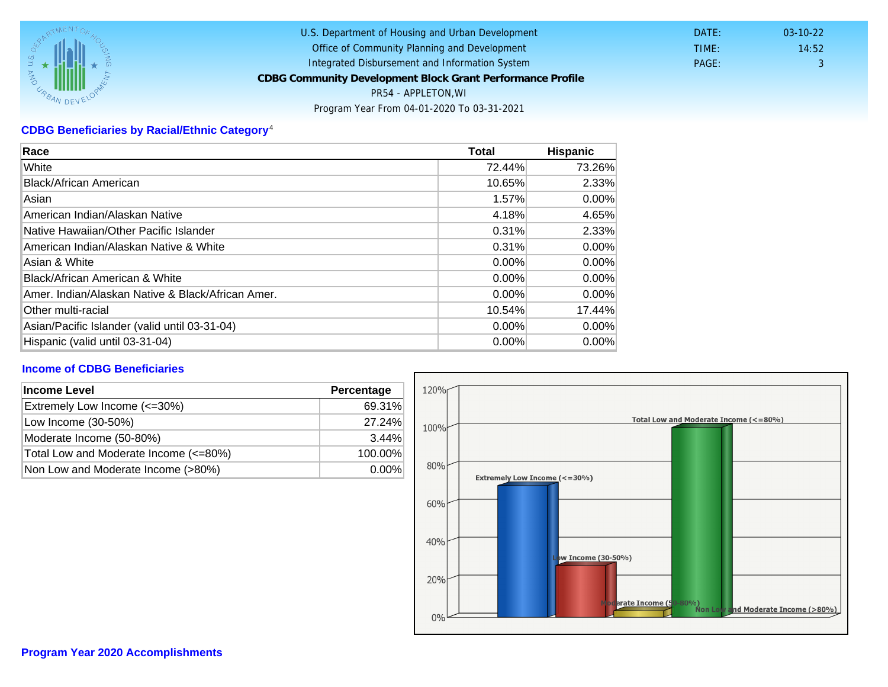U.S. Department of Housing and Urban Development
Office of Community Planning and Development
Integrated Disbursement and Information System
**CDBG Community Development Block Grant Performance Profile**
PR54 - APPLETON,WI
Program Year From 04-01-2020 To 03-31-2021

DATE: 03-10-22
TIME: 14:52
PAGE: 3

## CDBG Beneficiaries by Racial/Ethnic Category[4]

| Race | Total | Hispanic |
|---|---|---|
| White | 72.44% | 73.26% |
| Black/African American | 10.65% | 2.33% |
| Asian | 1.57% | 0.00% |
| American Indian/Alaskan Native | 4.18% | 4.65% |
| Native Hawaiian/Other Pacific Islander | 0.31% | 2.33% |
| American Indian/Alaskan Native & White | 0.31% | 0.00% |
| Asian & White | 0.00% | 0.00% |
| Black/African American & White | 0.00% | 0.00% |
| Amer. Indian/Alaskan Native & Black/African Amer. | 0.00% | 0.00% |
| Other multi-racial | 10.54% | 17.44% |
| Asian/Pacific Islander (valid until 03-31-04) | 0.00% | 0.00% |
| Hispanic (valid until 03-31-04) | 0.00% | 0.00% |

## Income of CDBG Beneficiaries

| Income Level | Percentage |
|---|---|
| Extremely Low Income (<=30%) | 69.31% |
| Low Income (30-50%) | 27.24% |
| Moderate Income (50-80%) | 3.44% |
| Total Low and Moderate Income (<=80%) | 100.00% |
| Non Low and Moderate Income (>80%) | 0.00% |

## Program Year 2020 Accomplishments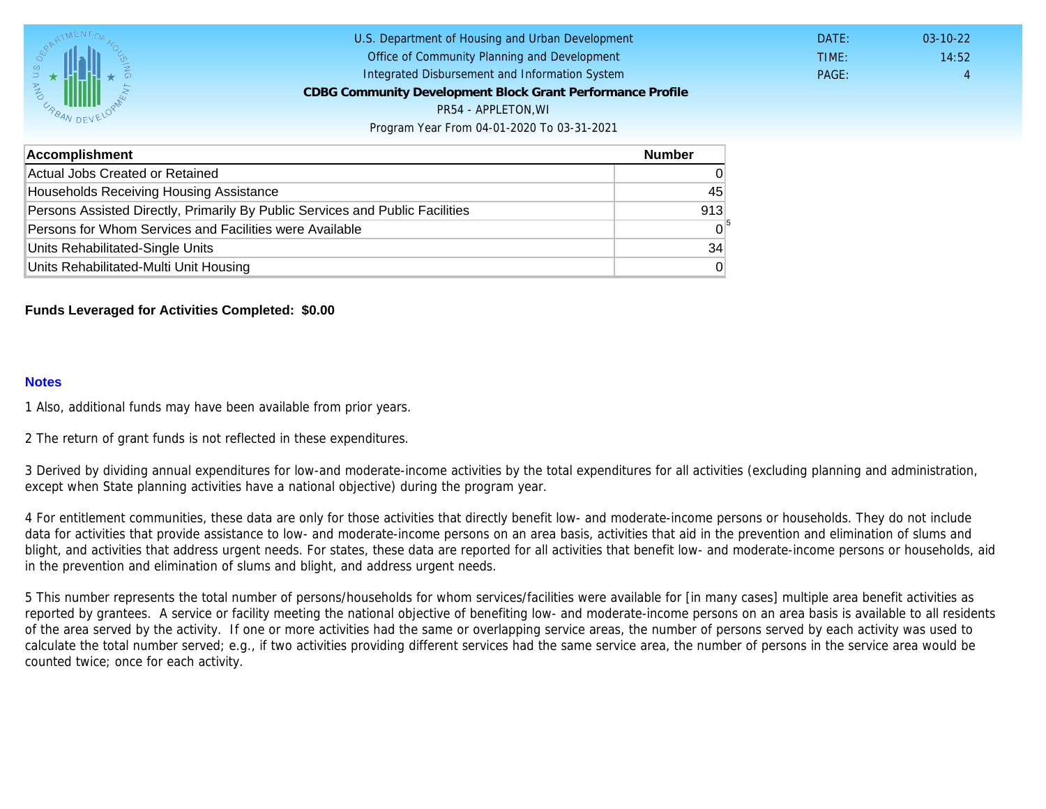U.S. Department of Housing and Urban Development
Office of Community Planning and Development
Integrated Disbursement and Information System
**CDBG Community Development Block Grant Performance Profile**
PR54 - APPLETON,WI
Program Year From 04-01-2020 To 03-31-2021

DATE: 03-10-22
TIME: 14:52
PAGE: 4

| Accomplishment | Number |
|---|---|
| Actual Jobs Created or Retained | 0 |
| Households Receiving Housing Assistance | 45 |
| Persons Assisted Directly, Primarily By Public Services and Public Facilities | 913 |
| Persons for Whom Services and Facilities were Available | 0 [5] |
| Units Rehabilitated-Single Units | 34 |
| Units Rehabilitated-Multi Unit Housing | 0 |

**Funds Leveraged for Activities Completed: $0.00**

## Notes

1 Also, additional funds may have been available from prior years.

2 The return of grant funds is not reflected in these expenditures.

3 Derived by dividing annual expenditures for low-and moderate-income activities by the total expenditures for all activities (excluding planning and administration, except when State planning activities have a national objective) during the program year.

4 For entitlement communities, these data are only for those activities that directly benefit low- and moderate-income persons or households. They do not include data for activities that provide assistance to low- and moderate-income persons on an area basis, activities that aid in the prevention and elimination of slums and blight, and activities that address urgent needs. For states, these data are reported for all activities that benefit low- and moderate-income persons or households, aid in the prevention and elimination of slums and blight, and address urgent needs.

5 This number represents the total number of persons/households for whom services/facilities were available for [in many cases] multiple area benefit activities as reported by grantees. A service or facility meeting the national objective of benefiting low- and moderate-income persons on an area basis is available to all residents of the area served by the activity. If one or more activities had the same or overlapping service areas, the number of persons served by each activity was used to calculate the total number served; e.g., if two activities providing different services had the same service area, the number of persons in the service area would be counted twice; once for each activity.